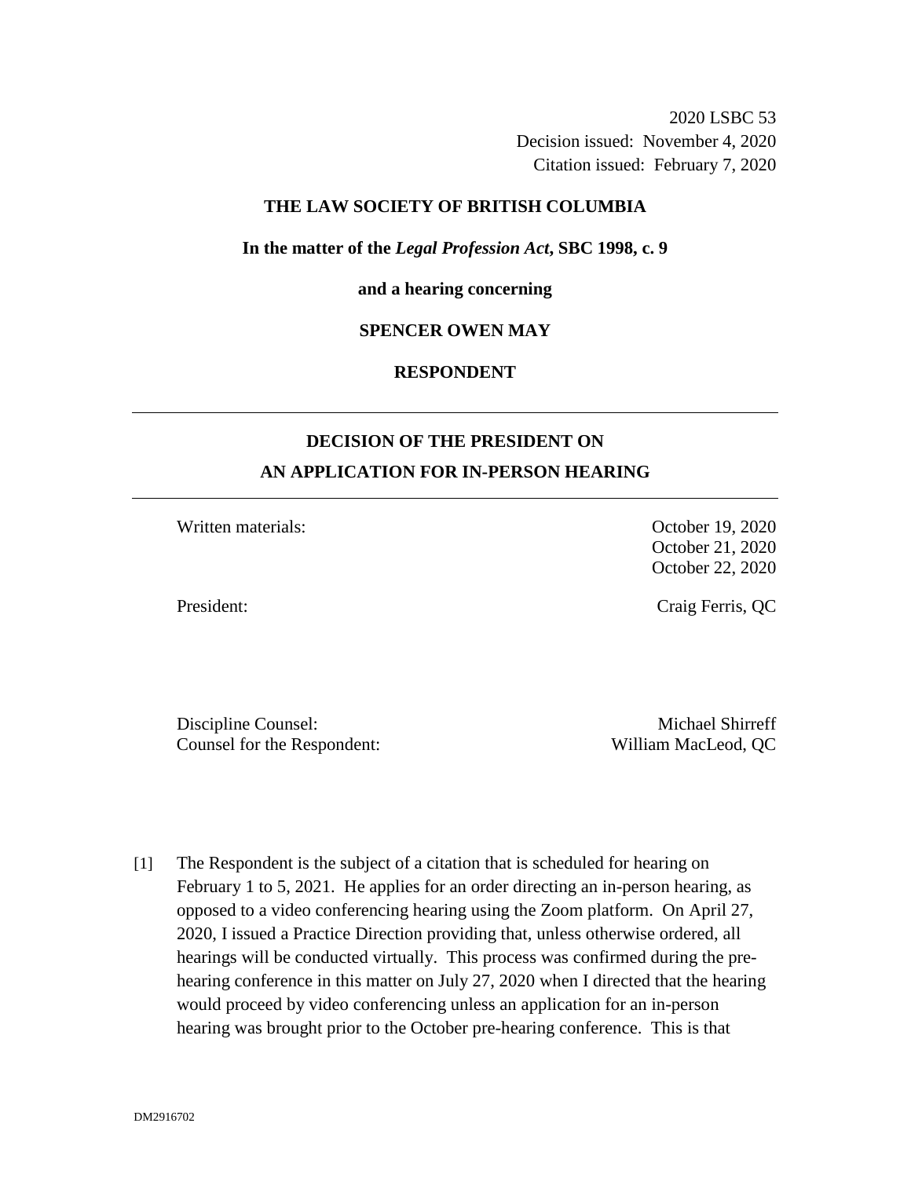2020 LSBC 53
Decision issued: November 4, 2020
Citation issued: February 7, 2020

**THE LAW SOCIETY OF BRITISH COLUMBIA**

**In the matter of the *Legal Profession Act*, SBC 1998, c. 9**

**and a hearing concerning**

**SPENCER OWEN MAY**

**RESPONDENT**

---

## DECISION OF THE PRESIDENT ON AN APPLICATION FOR IN-PERSON HEARING

---

| | |
|---|---|
| Written materials: | October 19, 2020<br>October 21, 2020<br>October 22, 2020 |
| President: | Craig Ferris, QC |
| Discipline Counsel: | Michael Shirreff |
| Counsel for the Respondent: | William MacLeod, QC |

[1] The Respondent is the subject of a citation that is scheduled for hearing on February 1 to 5, 2021. He applies for an order directing an in-person hearing, as opposed to a video conferencing hearing using the Zoom platform. On April 27, 2020, I issued a Practice Direction providing that, unless otherwise ordered, all hearings will be conducted virtually. This process was confirmed during the pre-hearing conference in this matter on July 27, 2020 when I directed that the hearing would proceed by video conferencing unless an application for an in-person hearing was brought prior to the October pre-hearing conference. This is that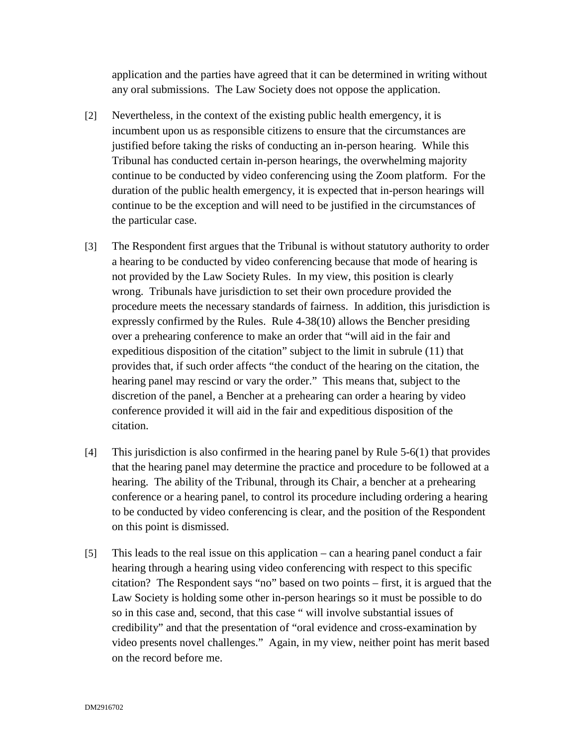application and the parties have agreed that it can be determined in writing without any oral submissions. The Law Society does not oppose the application.

[2] Nevertheless, in the context of the existing public health emergency, it is incumbent upon us as responsible citizens to ensure that the circumstances are justified before taking the risks of conducting an in-person hearing. While this Tribunal has conducted certain in-person hearings, the overwhelming majority continue to be conducted by video conferencing using the Zoom platform. For the duration of the public health emergency, it is expected that in-person hearings will continue to be the exception and will need to be justified in the circumstances of the particular case.

[3] The Respondent first argues that the Tribunal is without statutory authority to order a hearing to be conducted by video conferencing because that mode of hearing is not provided by the Law Society Rules. In my view, this position is clearly wrong. Tribunals have jurisdiction to set their own procedure provided the procedure meets the necessary standards of fairness. In addition, this jurisdiction is expressly confirmed by the Rules. Rule 4-38(10) allows the Bencher presiding over a prehearing conference to make an order that "will aid in the fair and expeditious disposition of the citation" subject to the limit in subrule (11) that provides that, if such order affects "the conduct of the hearing on the citation, the hearing panel may rescind or vary the order." This means that, subject to the discretion of the panel, a Bencher at a prehearing can order a hearing by video conference provided it will aid in the fair and expeditious disposition of the citation.

[4] This jurisdiction is also confirmed in the hearing panel by Rule 5-6(1) that provides that the hearing panel may determine the practice and procedure to be followed at a hearing. The ability of the Tribunal, through its Chair, a bencher at a prehearing conference or a hearing panel, to control its procedure including ordering a hearing to be conducted by video conferencing is clear, and the position of the Respondent on this point is dismissed.

[5] This leads to the real issue on this application – can a hearing panel conduct a fair hearing through a hearing using video conferencing with respect to this specific citation? The Respondent says "no" based on two points – first, it is argued that the Law Society is holding some other in-person hearings so it must be possible to do so in this case and, second, that this case " will involve substantial issues of credibility" and that the presentation of "oral evidence and cross-examination by video presents novel challenges." Again, in my view, neither point has merit based on the record before me.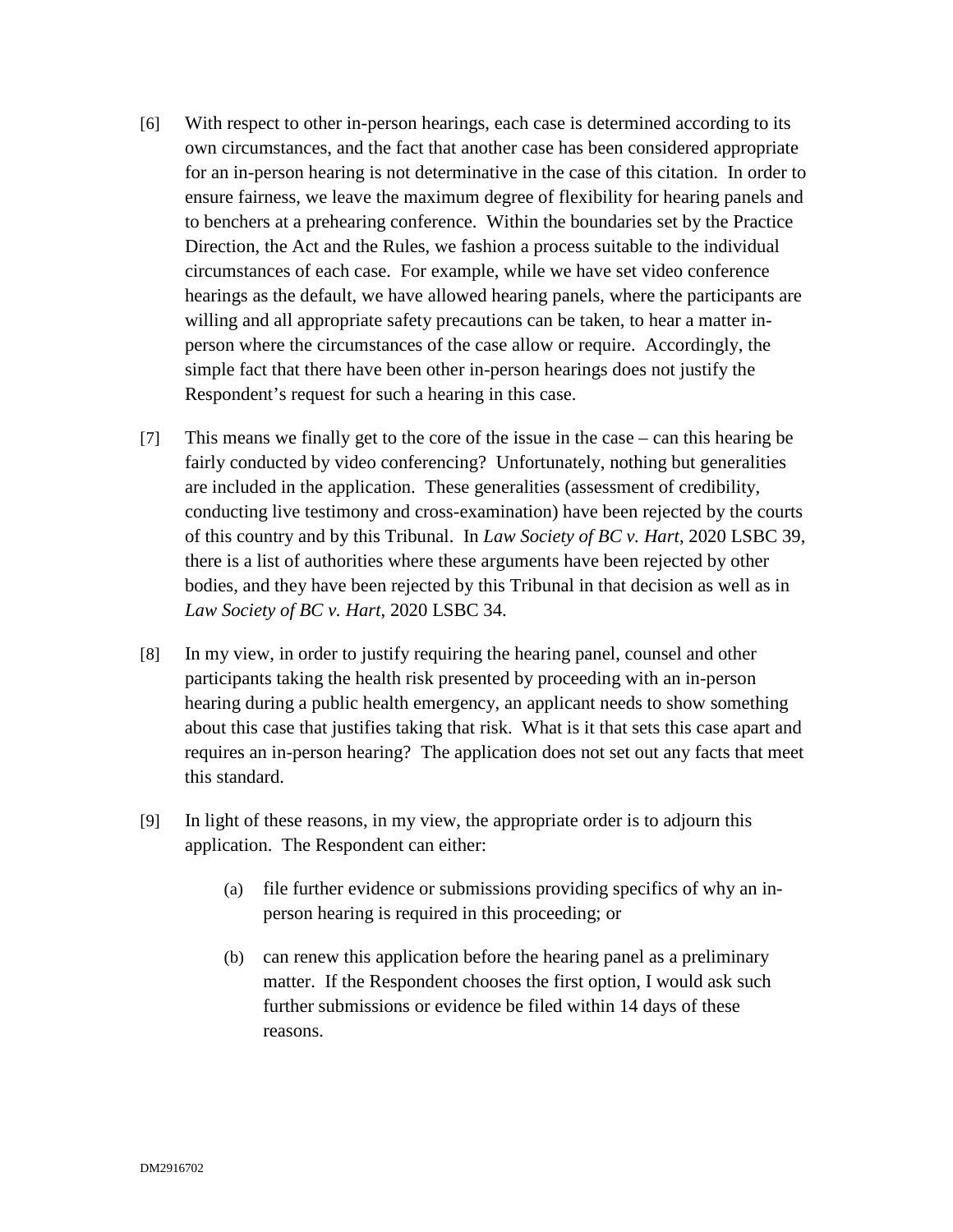[6] With respect to other in-person hearings, each case is determined according to its own circumstances, and the fact that another case has been considered appropriate for an in-person hearing is not determinative in the case of this citation. In order to ensure fairness, we leave the maximum degree of flexibility for hearing panels and to benchers at a prehearing conference. Within the boundaries set by the Practice Direction, the Act and the Rules, we fashion a process suitable to the individual circumstances of each case. For example, while we have set video conference hearings as the default, we have allowed hearing panels, where the participants are willing and all appropriate safety precautions can be taken, to hear a matter in-person where the circumstances of the case allow or require. Accordingly, the simple fact that there have been other in-person hearings does not justify the Respondent's request for such a hearing in this case.

[7] This means we finally get to the core of the issue in the case – can this hearing be fairly conducted by video conferencing? Unfortunately, nothing but generalities are included in the application. These generalities (assessment of credibility, conducting live testimony and cross-examination) have been rejected by the courts of this country and by this Tribunal. In *Law Society of BC v. Hart*, 2020 LSBC 39, there is a list of authorities where these arguments have been rejected by other bodies, and they have been rejected by this Tribunal in that decision as well as in *Law Society of BC v. Hart*, 2020 LSBC 34.

[8] In my view, in order to justify requiring the hearing panel, counsel and other participants taking the health risk presented by proceeding with an in-person hearing during a public health emergency, an applicant needs to show something about this case that justifies taking that risk. What is it that sets this case apart and requires an in-person hearing? The application does not set out any facts that meet this standard.

[9] In light of these reasons, in my view, the appropriate order is to adjourn this application. The Respondent can either:

   (a) file further evidence or submissions providing specifics of why an in-person hearing is required in this proceeding; or

   (b) can renew this application before the hearing panel as a preliminary matter. If the Respondent chooses the first option, I would ask such further submissions or evidence be filed within 14 days of these reasons.

DM2916702